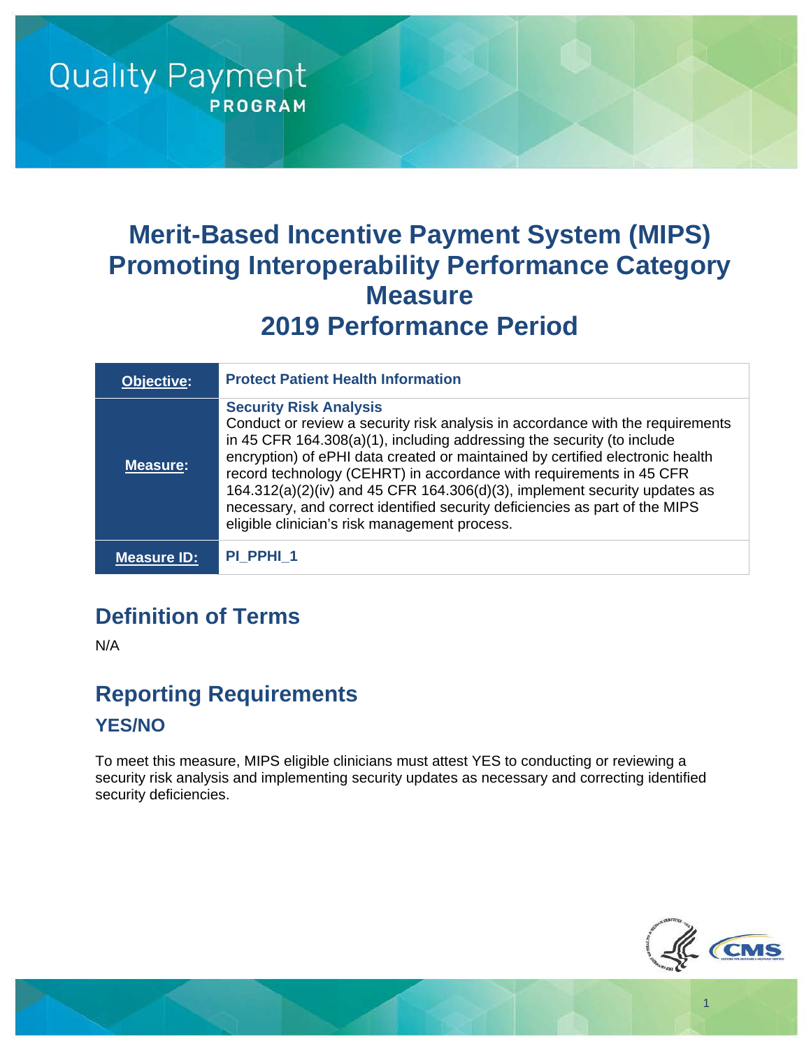Quality Payment PROGRAM

# Merit-Based Incentive Payment System (MIPS) Promoting Interoperability Performance Category Measure 2019 Performance Period

| **Objective:** | **Protect Patient Health Information** |
|---|---|
| **Measure:** | **Security Risk Analysis** Conduct or review a security risk analysis in accordance with the requirements in 45 CFR 164.308(a)(1), including addressing the security (to include encryption) of ePHI data created or maintained by certified electronic health record technology (CEHRT) in accordance with requirements in 45 CFR 164.312(a)(2)(iv) and 45 CFR 164.306(d)(3), implement security updates as necessary, and correct identified security deficiencies as part of the MIPS eligible clinician's risk management process. |
| **Measure ID:** | **PI_PPHI_1** |

## Definition of Terms

N/A

## Reporting Requirements

### YES/NO

To meet this measure, MIPS eligible clinicians must attest YES to conducting or reviewing a security risk analysis and implementing security updates as necessary and correcting identified security deficiencies.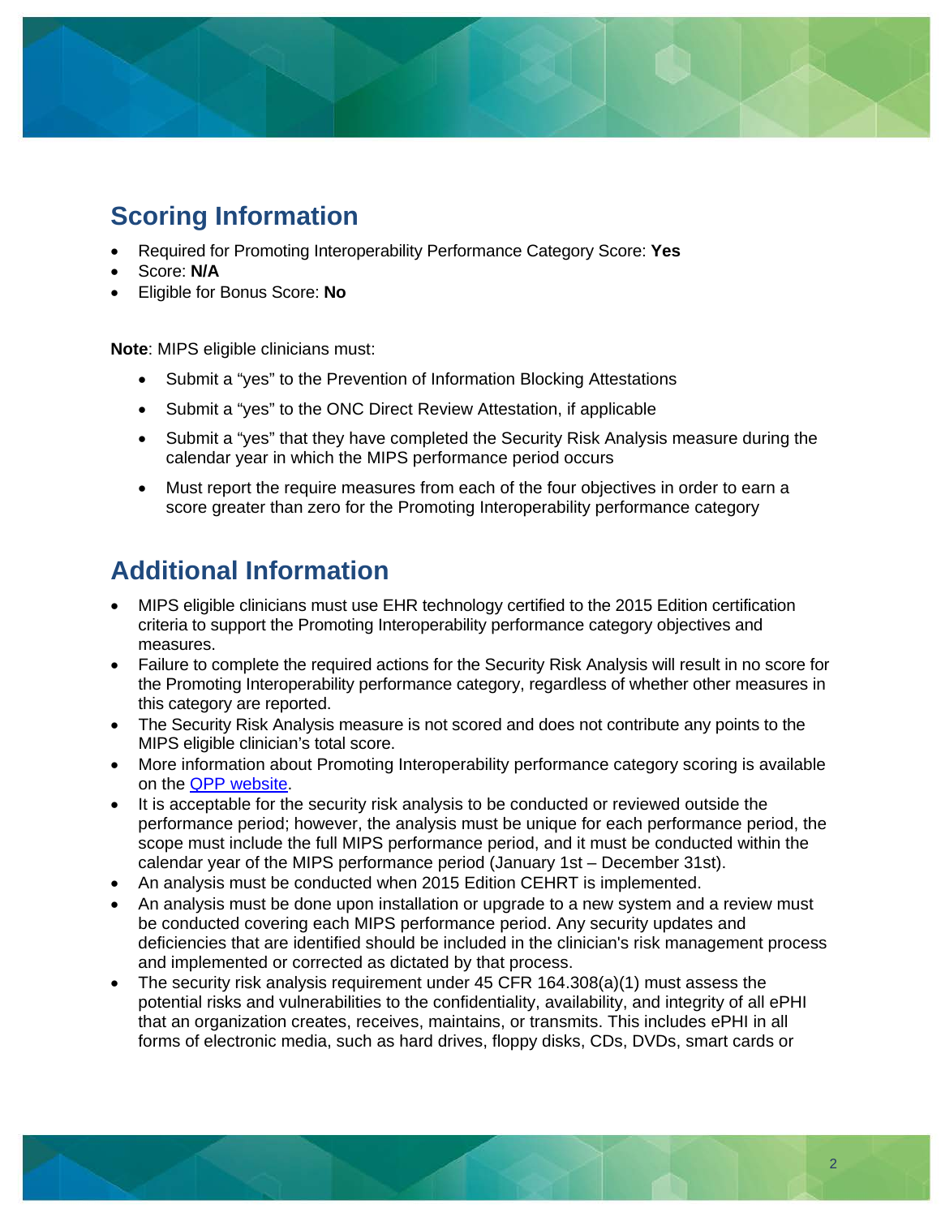## Scoring Information

- Required for Promoting Interoperability Performance Category Score: **Yes**
- Score: **N/A**
- Eligible for Bonus Score: **No**

**Note**: MIPS eligible clinicians must:

- Submit a "yes" to the Prevention of Information Blocking Attestations
- Submit a "yes" to the ONC Direct Review Attestation, if applicable
- Submit a "yes" that they have completed the Security Risk Analysis measure during the calendar year in which the MIPS performance period occurs
- Must report the require measures from each of the four objectives in order to earn a score greater than zero for the Promoting Interoperability performance category

## Additional Information

- MIPS eligible clinicians must use EHR technology certified to the 2015 Edition certification criteria to support the Promoting Interoperability performance category objectives and measures.
- Failure to complete the required actions for the Security Risk Analysis will result in no score for the Promoting Interoperability performance category, regardless of whether other measures in this category are reported.
- The Security Risk Analysis measure is not scored and does not contribute any points to the MIPS eligible clinician's total score.
- More information about Promoting Interoperability performance category scoring is available on the QPP website.
- It is acceptable for the security risk analysis to be conducted or reviewed outside the performance period; however, the analysis must be unique for each performance period, the scope must include the full MIPS performance period, and it must be conducted within the calendar year of the MIPS performance period (January 1st – December 31st).
- An analysis must be conducted when 2015 Edition CEHRT is implemented.
- An analysis must be done upon installation or upgrade to a new system and a review must be conducted covering each MIPS performance period. Any security updates and deficiencies that are identified should be included in the clinician's risk management process and implemented or corrected as dictated by that process.
- The security risk analysis requirement under 45 CFR 164.308(a)(1) must assess the potential risks and vulnerabilities to the confidentiality, availability, and integrity of all ePHI that an organization creates, receives, maintains, or transmits. This includes ePHI in all forms of electronic media, such as hard drives, floppy disks, CDs, DVDs, smart cards or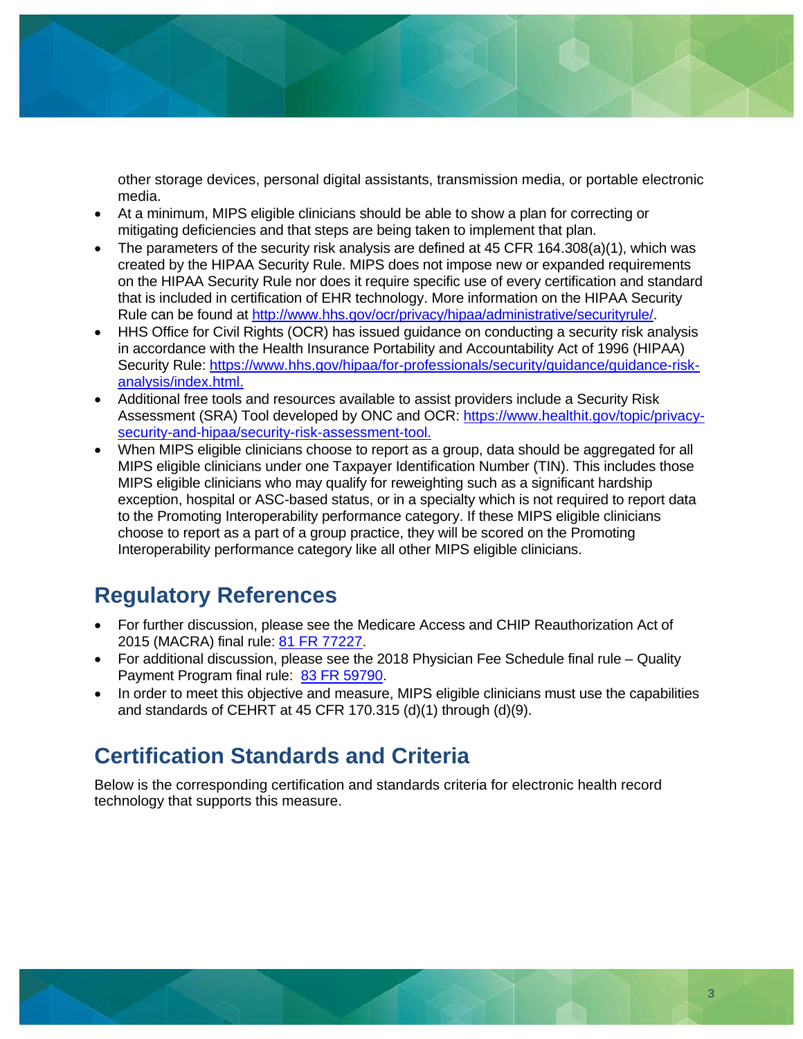other storage devices, personal digital assistants, transmission media, or portable electronic media.

- At a minimum, MIPS eligible clinicians should be able to show a plan for correcting or mitigating deficiencies and that steps are being taken to implement that plan.
- The parameters of the security risk analysis are defined at 45 CFR 164.308(a)(1), which was created by the HIPAA Security Rule. MIPS does not impose new or expanded requirements on the HIPAA Security Rule nor does it require specific use of every certification and standard that is included in certification of EHR technology. More information on the HIPAA Security Rule can be found at [http://www.hhs.gov/ocr/privacy/hipaa/administrative/securityrule/](http://www.hhs.gov/ocr/privacy/hipaa/administrative/securityrule/).
- HHS Office for Civil Rights (OCR) has issued guidance on conducting a security risk analysis in accordance with the Health Insurance Portability and Accountability Act of 1996 (HIPAA) Security Rule: [https://www.hhs.gov/hipaa/for-professionals/security/guidance/guidance-risk-analysis/index.html.](https://www.hhs.gov/hipaa/for-professionals/security/guidance/guidance-risk-analysis/index.html)
- Additional free tools and resources available to assist providers include a Security Risk Assessment (SRA) Tool developed by ONC and OCR: [https://www.healthit.gov/topic/privacy-security-and-hipaa/security-risk-assessment-tool.](https://www.healthit.gov/topic/privacy-security-and-hipaa/security-risk-assessment-tool)
- When MIPS eligible clinicians choose to report as a group, data should be aggregated for all MIPS eligible clinicians under one Taxpayer Identification Number (TIN). This includes those MIPS eligible clinicians who may qualify for reweighting such as a significant hardship exception, hospital or ASC-based status, or in a specialty which is not required to report data to the Promoting Interoperability performance category. If these MIPS eligible clinicians choose to report as a part of a group practice, they will be scored on the Promoting Interoperability performance category like all other MIPS eligible clinicians.

## Regulatory References

- For further discussion, please see the Medicare Access and CHIP Reauthorization Act of 2015 (MACRA) final rule: 81 FR 77227.
- For additional discussion, please see the 2018 Physician Fee Schedule final rule – Quality Payment Program final rule: 83 FR 59790.
- In order to meet this objective and measure, MIPS eligible clinicians must use the capabilities and standards of CEHRT at 45 CFR 170.315 (d)(1) through (d)(9).

## Certification Standards and Criteria

Below is the corresponding certification and standards criteria for electronic health record technology that supports this measure.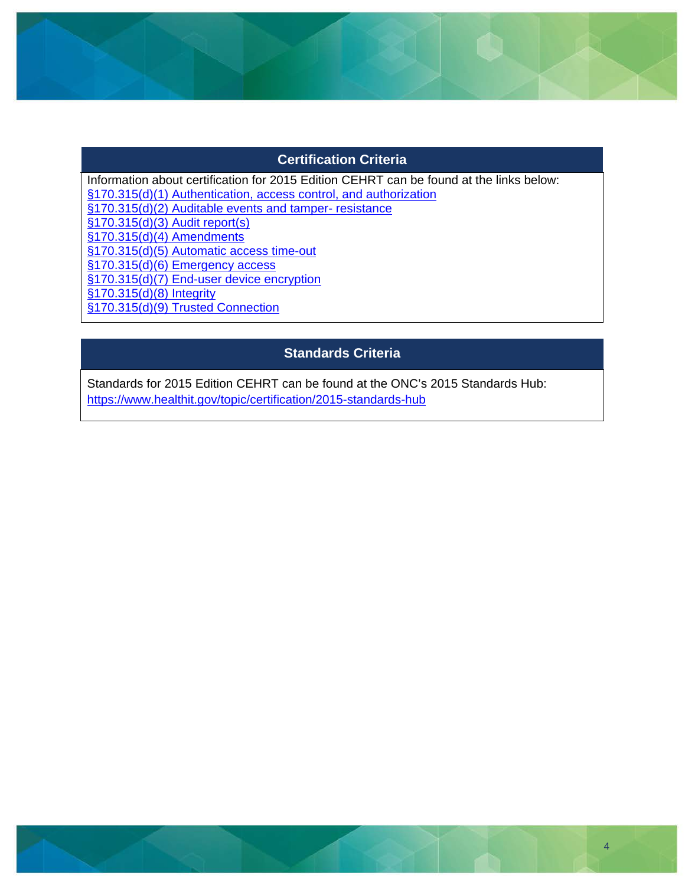## Certification Criteria

Information about certification for 2015 Edition CEHRT can be found at the links below:

§170.315(d)(1) Authentication, access control, and authorization
§170.315(d)(2) Auditable events and tamper- resistance
§170.315(d)(3) Audit report(s)
§170.315(d)(4) Amendments
§170.315(d)(5) Automatic access time-out
§170.315(d)(6) Emergency access
§170.315(d)(7) End-user device encryption
§170.315(d)(8) Integrity
§170.315(d)(9) Trusted Connection

## Standards Criteria

Standards for 2015 Edition CEHRT can be found at the ONC's 2015 Standards Hub:
https://www.healthit.gov/topic/certification/2015-standards-hub